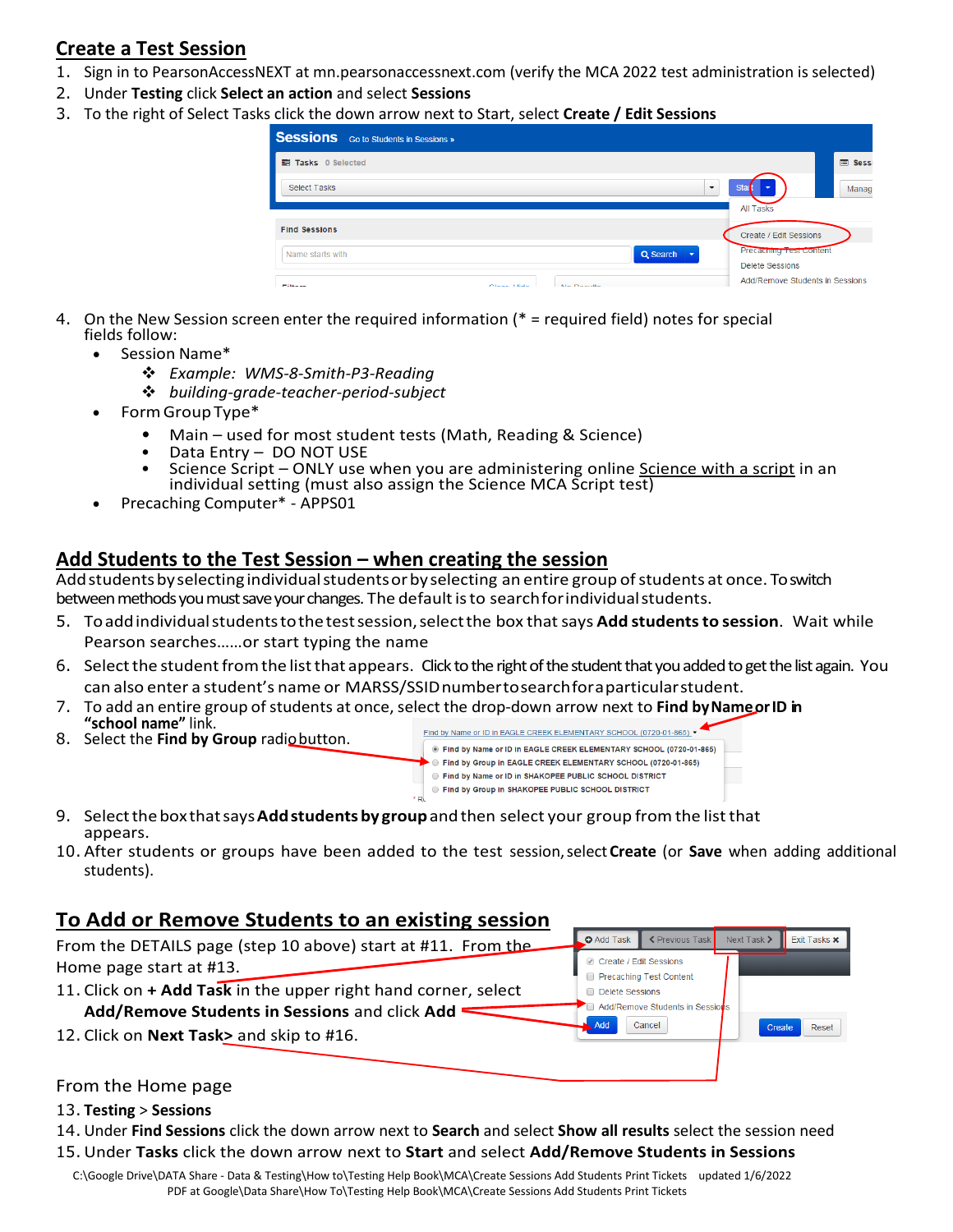## Create a Test Session

1. Sign in to PearsonAccessNEXT at mn.pearsonaccessnext.com (verify the MCA 2022 test administration is selected)
2. Under **Testing** click **Select an action** and select **Sessions**
3. To the right of Select Tasks click the down arrow next to Start, select **Create / Edit Sessions**

4. On the New Session screen enter the required information (* = required field) notes for special fields follow:
   - Session Name*
     - *Example: WMS-8-Smith-P3-Reading*
     - *building-grade-teacher-period-subject*
   - Form Group Type*
     - Main – used for most student tests (Math, Reading & Science)
     - Data Entry – DO NOT USE
     - Science Script – ONLY use when you are administering online Science with a script in an individual setting (must also assign the Science MCA Script test)
   - Precaching Computer* - APPS01

## Add Students to the Test Session – when creating the session

Add students by selecting individual students or by selecting an entire group of students at once. To switch between methods you must save your changes. The default is to search for individual students.

5. To add individual students to the test session, select the box that says **Add students to session**. Wait while Pearson searches……or start typing the name
6. Select the student from the list that appears. Click to the right of the student that you added to get the list again. You can also enter a student's name or MARSS/SSID number to search for a particular student.
7. To add an entire group of students at once, select the drop-down arrow next to **Find by Name or ID in "school name"** link.
8. Select the **Find by Group** radio button.
9. Select the box that says **Add students by group** and then select your group from the list that appears.
10. After students or groups have been added to the test session, select **Create** (or **Save** when adding additional students).

## To Add or Remove Students to an existing session

From the DETAILS page (step 10 above) start at #11. From the Home page start at #13.

11. Click on **+ Add Task** in the upper right hand corner, select **Add/Remove Students in Sessions** and click **Add**
12. Click on **Next Task>** and skip to #16.

From the Home page

13. **Testing** > **Sessions**
14. Under **Find Sessions** click the down arrow next to **Search** and select **Show all results** select the session need
15. Under **Tasks** click the down arrow next to **Start** and select **Add/Remove Students in Sessions**

C:\Google Drive\DATA Share - Data & Testing\How to\Testing Help Book\MCA\Create Sessions Add Students Print Tickets updated 1/6/2022
PDF at Google\Data Share\How To\Testing Help Book\MCA\Create Sessions Add Students Print Tickets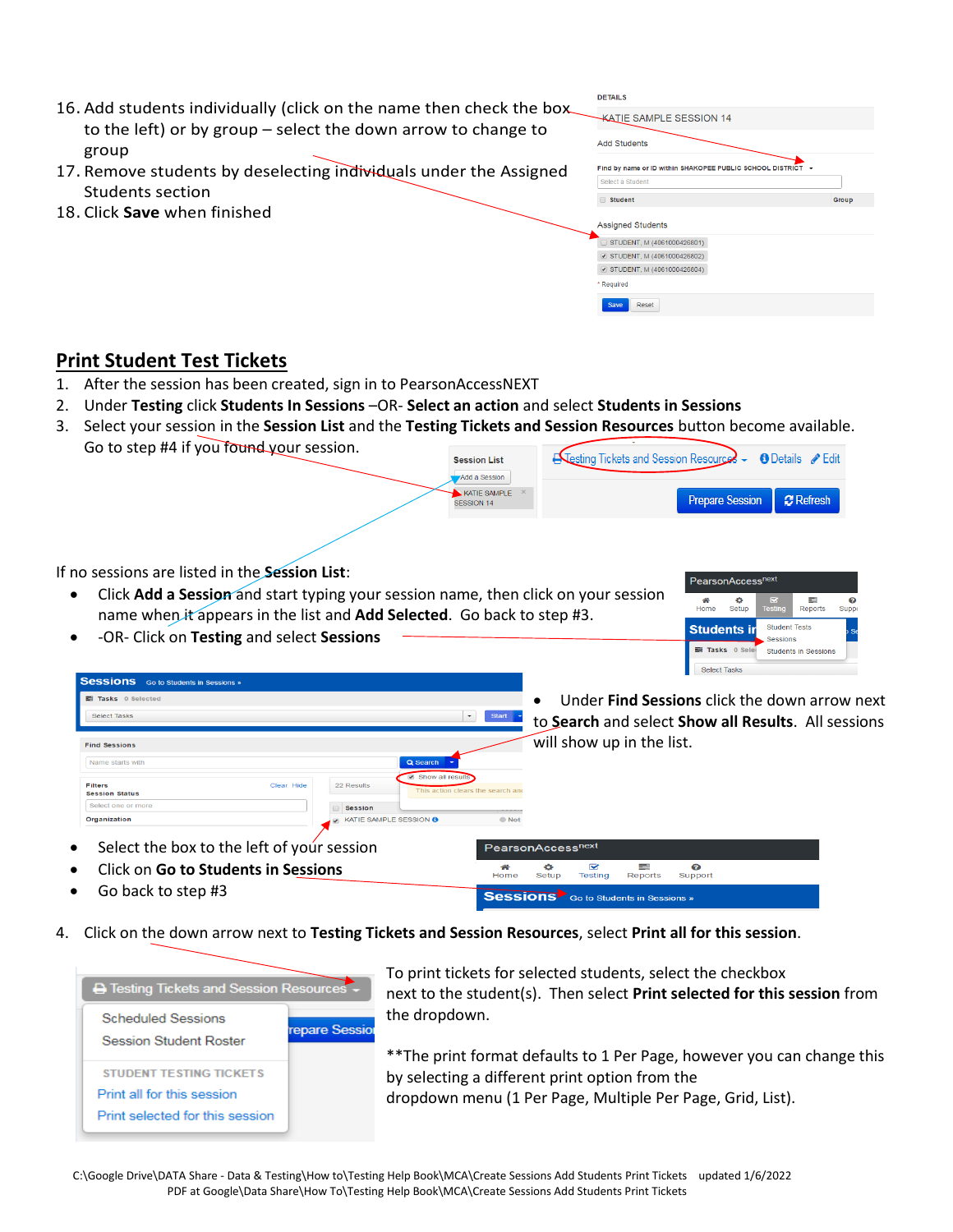16. Add students individually (click on the name then check the box to the left) or by group – select the down arrow to change to group
17. Remove students by deselecting individuals under the Assigned Students section
18. Click **Save** when finished

## Print Student Test Tickets

1. After the session has been created, sign in to PearsonAccessNEXT
2. Under **Testing** click **Students In Sessions** –OR- **Select an action** and select **Students in Sessions**
3. Select your session in the **Session List** and the **Testing Tickets and Session Resources** button become available. Go to step #4 if you found your session.

If no sessions are listed in the **Session List**:

- Click **Add a Session** and start typing your session name, then click on your session name when it appears in the list and **Add Selected**. Go back to step #3.
- -OR- Click on **Testing** and select **Sessions**

- Under **Find Sessions** click the down arrow next to **Search** and select **Show all Results**. All sessions will show up in the list.

- Select the box to the left of your session
- Click on **Go to Students in Sessions**
- Go back to step #3

4. Click on the down arrow next to **Testing Tickets and Session Resources**, select **Print all for this session**.

To print tickets for selected students, select the checkbox next to the student(s). Then select **Print selected for this session** from the dropdown.

**The print format defaults to 1 Per Page, however you can change this by selecting a different print option from the dropdown menu (1 Per Page, Multiple Per Page, Grid, List).

C:\Google Drive\DATA Share - Data & Testing\How to\Testing Help Book\MCA\Create Sessions Add Students Print Tickets updated 1/6/2022
PDF at Google\Data Share\How To\Testing Help Book\MCA\Create Sessions Add Students Print Tickets